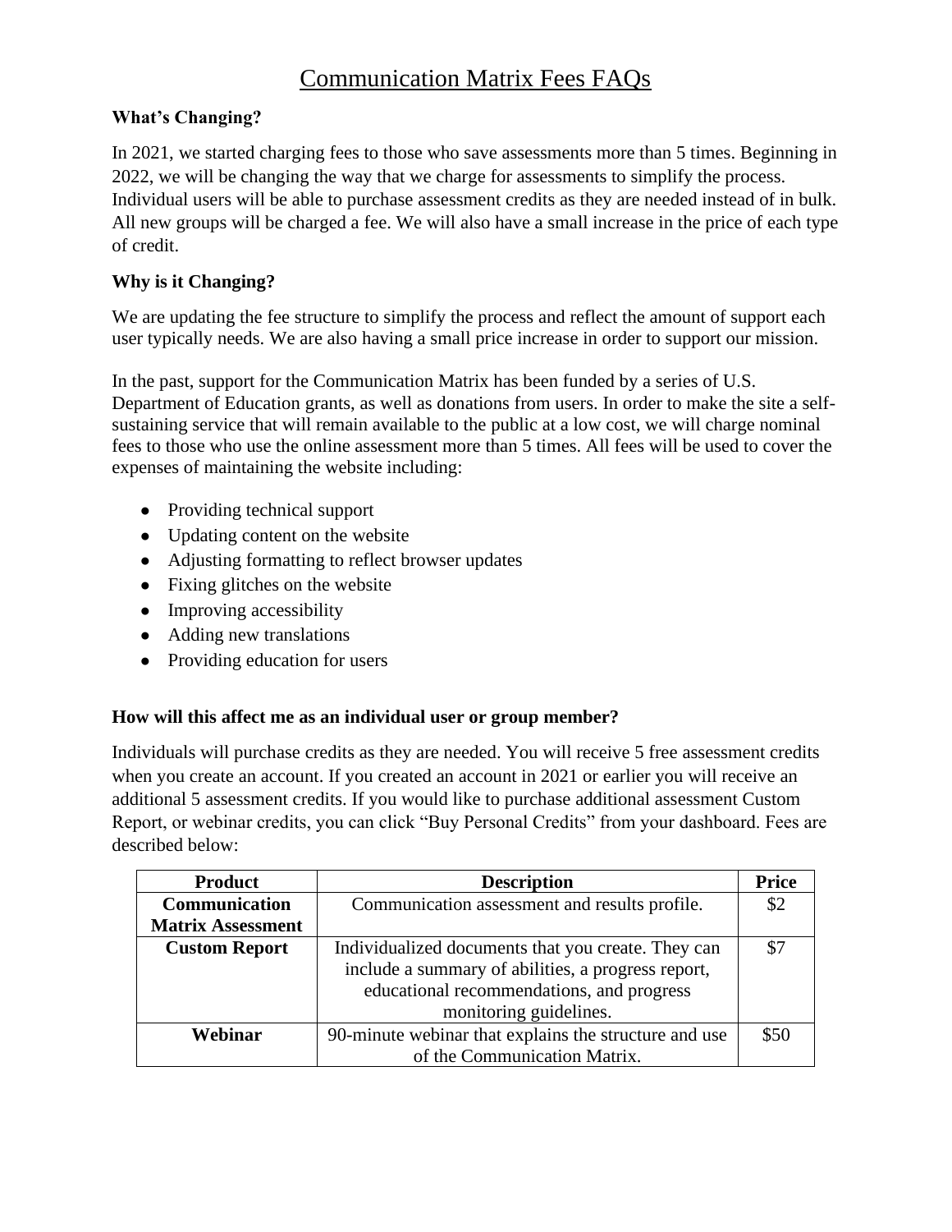# Communication Matrix Fees FAQs

### What's Changing?

In 2021, we started charging fees to those who save assessments more than 5 times. Beginning in 2022, we will be changing the way that we charge for assessments to simplify the process. Individual users will be able to purchase assessment credits as they are needed instead of in bulk. All new groups will be charged a fee. We will also have a small increase in the price of each type of credit.

### Why is it Changing?

We are updating the fee structure to simplify the process and reflect the amount of support each user typically needs. We are also having a small price increase in order to support our mission.

In the past, support for the Communication Matrix has been funded by a series of U.S. Department of Education grants, as well as donations from users. In order to make the site a self-sustaining service that will remain available to the public at a low cost, we will charge nominal fees to those who use the online assessment more than 5 times. All fees will be used to cover the expenses of maintaining the website including:

- Providing technical support
- Updating content on the website
- Adjusting formatting to reflect browser updates
- Fixing glitches on the website
- Improving accessibility
- Adding new translations
- Providing education for users

### How will this affect me as an individual user or group member?

Individuals will purchase credits as they are needed. You will receive 5 free assessment credits when you create an account. If you created an account in 2021 or earlier you will receive an additional 5 assessment credits. If you would like to purchase additional assessment Custom Report, or webinar credits, you can click "Buy Personal Credits" from your dashboard. Fees are described below:

| Product | Description | Price |
|---|---|---|
| **Communication Matrix Assessment** | Communication assessment and results profile. | $2 |
| **Custom Report** | Individualized documents that you create. They can include a summary of abilities, a progress report, educational recommendations, and progress monitoring guidelines. | $7 |
| **Webinar** | 90-minute webinar that explains the structure and use of the Communication Matrix. | $50 |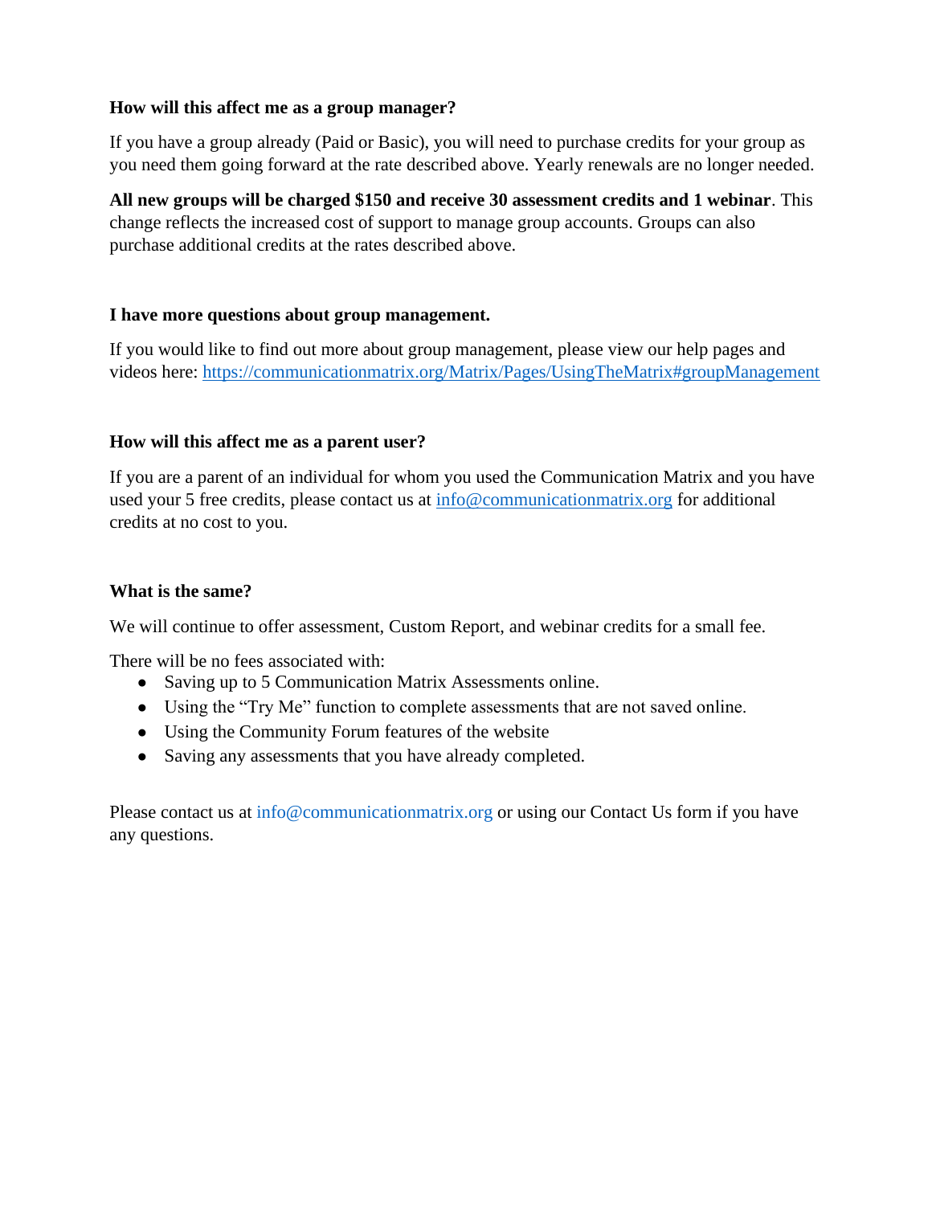**How will this affect me as a group manager?**

If you have a group already (Paid or Basic), you will need to purchase credits for your group as you need them going forward at the rate described above. Yearly renewals are no longer needed.

**All new groups will be charged $150 and receive 30 assessment credits and 1 webinar**. This change reflects the increased cost of support to manage group accounts. Groups can also purchase additional credits at the rates described above.

**I have more questions about group management.**

If you would like to find out more about group management, please view our help pages and videos here: [https://communicationmatrix.org/Matrix/Pages/UsingTheMatrix#groupManagement](https://communicationmatrix.org/Matrix/Pages/UsingTheMatrix#groupManagement)

**How will this affect me as a parent user?**

If you are a parent of an individual for whom you used the Communication Matrix and you have used your 5 free credits, please contact us at [info@communicationmatrix.org](mailto:info@communicationmatrix.org) for additional credits at no cost to you.

**What is the same?**

We will continue to offer assessment, Custom Report, and webinar credits for a small fee.

There will be no fees associated with:

- Saving up to 5 Communication Matrix Assessments online.
- Using the "Try Me" function to complete assessments that are not saved online.
- Using the Community Forum features of the website
- Saving any assessments that you have already completed.

Please contact us at info@communicationmatrix.org or using our Contact Us form if you have any questions.